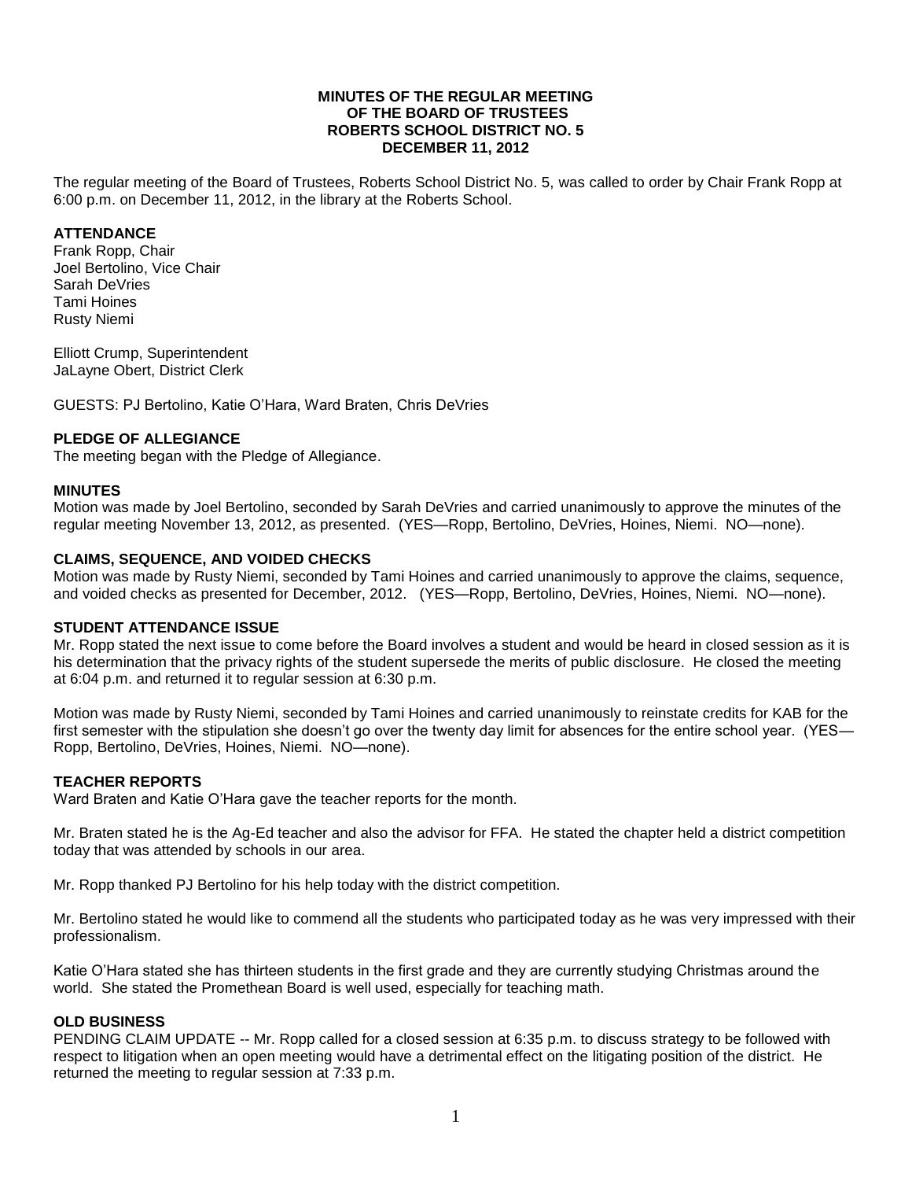**MINUTES OF THE REGULAR MEETING**
**OF THE BOARD OF TRUSTEES**
**ROBERTS SCHOOL DISTRICT NO. 5**
**DECEMBER 11, 2012**

The regular meeting of the Board of Trustees, Roberts School District No. 5, was called to order by Chair Frank Ropp at 6:00 p.m. on December 11, 2012, in the library at the Roberts School.

**ATTENDANCE**
Frank Ropp, Chair
Joel Bertolino, Vice Chair
Sarah DeVries
Tami Hoines
Rusty Niemi

Elliott Crump, Superintendent
JaLayne Obert, District Clerk

GUESTS: PJ Bertolino, Katie O'Hara, Ward Braten, Chris DeVries

**PLEDGE OF ALLEGIANCE**
The meeting began with the Pledge of Allegiance.

**MINUTES**
Motion was made by Joel Bertolino, seconded by Sarah DeVries and carried unanimously to approve the minutes of the regular meeting November 13, 2012, as presented. (YES—Ropp, Bertolino, DeVries, Hoines, Niemi. NO—none).

**CLAIMS, SEQUENCE, AND VOIDED CHECKS**
Motion was made by Rusty Niemi, seconded by Tami Hoines and carried unanimously to approve the claims, sequence, and voided checks as presented for December, 2012. (YES—Ropp, Bertolino, DeVries, Hoines, Niemi. NO—none).

**STUDENT ATTENDANCE ISSUE**
Mr. Ropp stated the next issue to come before the Board involves a student and would be heard in closed session as it is his determination that the privacy rights of the student supersede the merits of public disclosure. He closed the meeting at 6:04 p.m. and returned it to regular session at 6:30 p.m.

Motion was made by Rusty Niemi, seconded by Tami Hoines and carried unanimously to reinstate credits for KAB for the first semester with the stipulation she doesn't go over the twenty day limit for absences for the entire school year. (YES—Ropp, Bertolino, DeVries, Hoines, Niemi. NO—none).

**TEACHER REPORTS**
Ward Braten and Katie O'Hara gave the teacher reports for the month.

Mr. Braten stated he is the Ag-Ed teacher and also the advisor for FFA. He stated the chapter held a district competition today that was attended by schools in our area.

Mr. Ropp thanked PJ Bertolino for his help today with the district competition.

Mr. Bertolino stated he would like to commend all the students who participated today as he was very impressed with their professionalism.

Katie O'Hara stated she has thirteen students in the first grade and they are currently studying Christmas around the world. She stated the Promethean Board is well used, especially for teaching math.

**OLD BUSINESS**
PENDING CLAIM UPDATE -- Mr. Ropp called for a closed session at 6:35 p.m. to discuss strategy to be followed with respect to litigation when an open meeting would have a detrimental effect on the litigating position of the district. He returned the meeting to regular session at 7:33 p.m.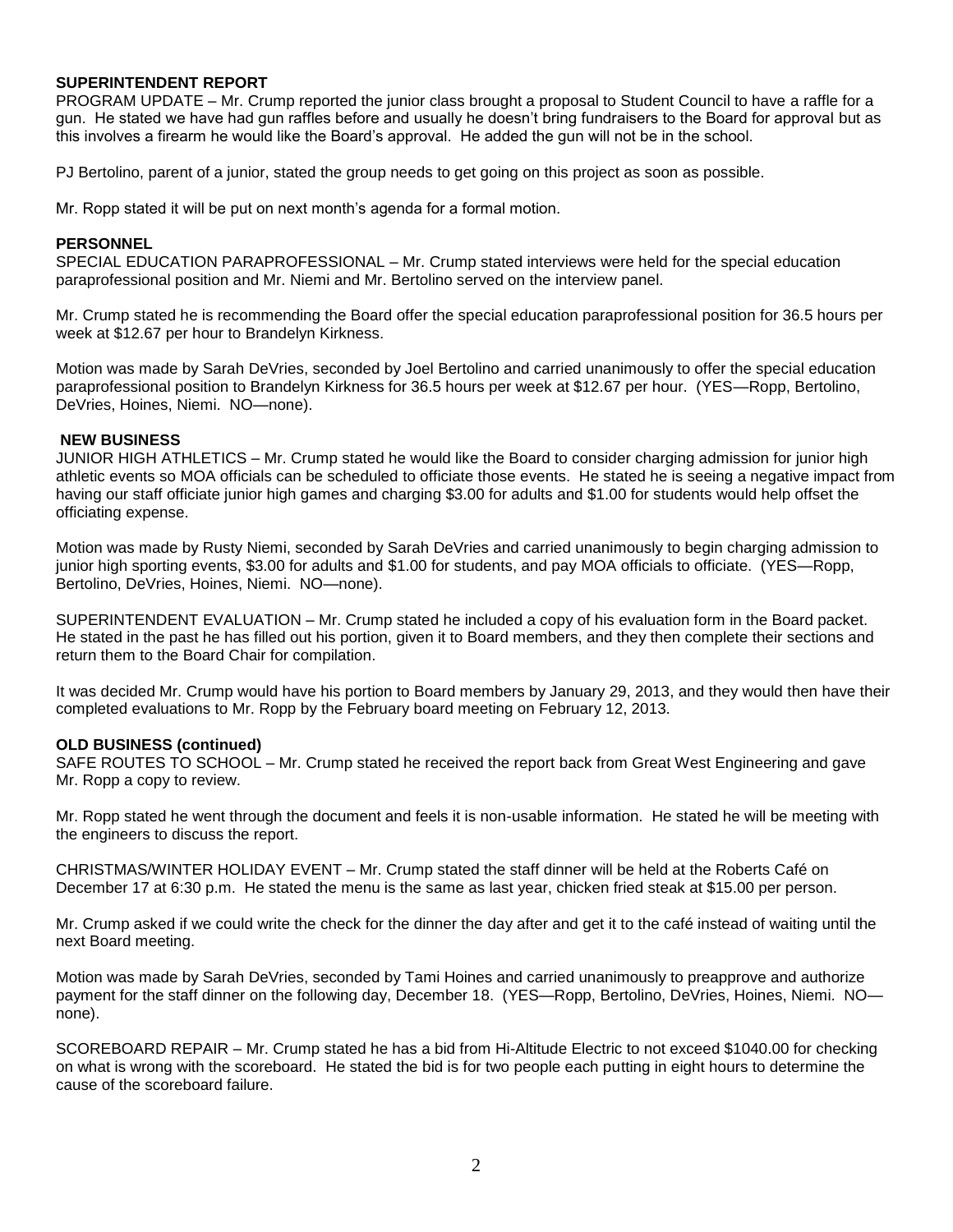**SUPERINTENDENT REPORT**

PROGRAM UPDATE – Mr. Crump reported the junior class brought a proposal to Student Council to have a raffle for a gun. He stated we have had gun raffles before and usually he doesn't bring fundraisers to the Board for approval but as this involves a firearm he would like the Board's approval. He added the gun will not be in the school.

PJ Bertolino, parent of a junior, stated the group needs to get going on this project as soon as possible.

Mr. Ropp stated it will be put on next month's agenda for a formal motion.

**PERSONNEL**

SPECIAL EDUCATION PARAPROFESSIONAL – Mr. Crump stated interviews were held for the special education paraprofessional position and Mr. Niemi and Mr. Bertolino served on the interview panel.

Mr. Crump stated he is recommending the Board offer the special education paraprofessional position for 36.5 hours per week at $12.67 per hour to Brandelyn Kirkness.

Motion was made by Sarah DeVries, seconded by Joel Bertolino and carried unanimously to offer the special education paraprofessional position to Brandelyn Kirkness for 36.5 hours per week at $12.67 per hour. (YES—Ropp, Bertolino, DeVries, Hoines, Niemi. NO—none).

**NEW BUSINESS**

JUNIOR HIGH ATHLETICS – Mr. Crump stated he would like the Board to consider charging admission for junior high athletic events so MOA officials can be scheduled to officiate those events. He stated he is seeing a negative impact from having our staff officiate junior high games and charging $3.00 for adults and $1.00 for students would help offset the officiating expense.

Motion was made by Rusty Niemi, seconded by Sarah DeVries and carried unanimously to begin charging admission to junior high sporting events, $3.00 for adults and $1.00 for students, and pay MOA officials to officiate. (YES—Ropp, Bertolino, DeVries, Hoines, Niemi. NO—none).

SUPERINTENDENT EVALUATION – Mr. Crump stated he included a copy of his evaluation form in the Board packet. He stated in the past he has filled out his portion, given it to Board members, and they then complete their sections and return them to the Board Chair for compilation.

It was decided Mr. Crump would have his portion to Board members by January 29, 2013, and they would then have their completed evaluations to Mr. Ropp by the February board meeting on February 12, 2013.

**OLD BUSINESS (continued)**

SAFE ROUTES TO SCHOOL – Mr. Crump stated he received the report back from Great West Engineering and gave Mr. Ropp a copy to review.

Mr. Ropp stated he went through the document and feels it is non-usable information. He stated he will be meeting with the engineers to discuss the report.

CHRISTMAS/WINTER HOLIDAY EVENT – Mr. Crump stated the staff dinner will be held at the Roberts Café on December 17 at 6:30 p.m. He stated the menu is the same as last year, chicken fried steak at $15.00 per person.

Mr. Crump asked if we could write the check for the dinner the day after and get it to the café instead of waiting until the next Board meeting.

Motion was made by Sarah DeVries, seconded by Tami Hoines and carried unanimously to preapprove and authorize payment for the staff dinner on the following day, December 18. (YES—Ropp, Bertolino, DeVries, Hoines, Niemi. NO—none).

SCOREBOARD REPAIR – Mr. Crump stated he has a bid from Hi-Altitude Electric to not exceed $1040.00 for checking on what is wrong with the scoreboard. He stated the bid is for two people each putting in eight hours to determine the cause of the scoreboard failure.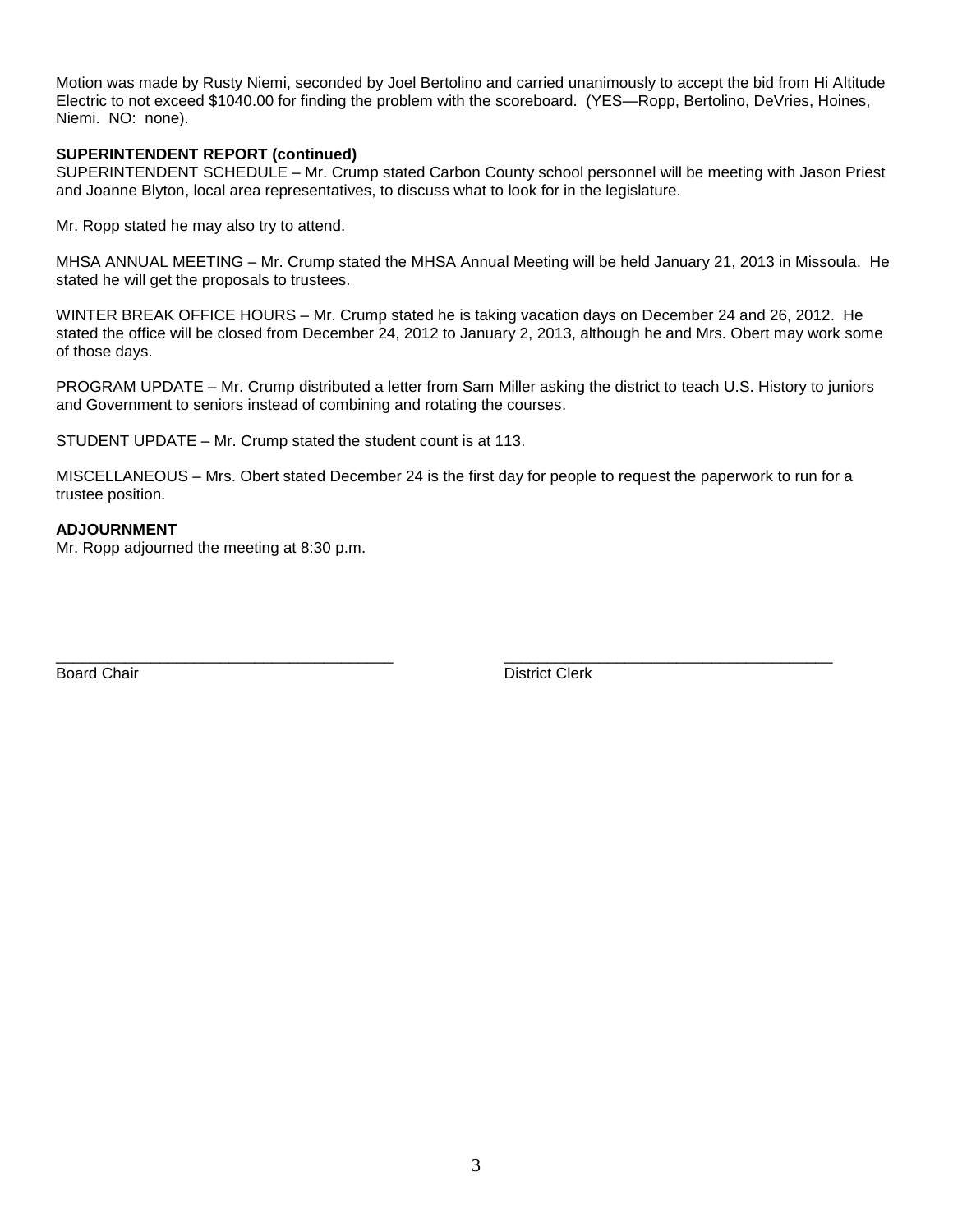Motion was made by Rusty Niemi, seconded by Joel Bertolino and carried unanimously to accept the bid from Hi Altitude Electric to not exceed $1040.00 for finding the problem with the scoreboard. (YES—Ropp, Bertolino, DeVries, Hoines, Niemi. NO: none).

**SUPERINTENDENT REPORT (continued)**

SUPERINTENDENT SCHEDULE – Mr. Crump stated Carbon County school personnel will be meeting with Jason Priest and Joanne Blyton, local area representatives, to discuss what to look for in the legislature.

Mr. Ropp stated he may also try to attend.

MHSA ANNUAL MEETING – Mr. Crump stated the MHSA Annual Meeting will be held January 21, 2013 in Missoula. He stated he will get the proposals to trustees.

WINTER BREAK OFFICE HOURS – Mr. Crump stated he is taking vacation days on December 24 and 26, 2012. He stated the office will be closed from December 24, 2012 to January 2, 2013, although he and Mrs. Obert may work some of those days.

PROGRAM UPDATE – Mr. Crump distributed a letter from Sam Miller asking the district to teach U.S. History to juniors and Government to seniors instead of combining and rotating the courses.

STUDENT UPDATE – Mr. Crump stated the student count is at 113.

MISCELLANEOUS – Mrs. Obert stated December 24 is the first day for people to request the paperwork to run for a trustee position.

**ADJOURNMENT**

Mr. Ropp adjourned the meeting at 8:30 p.m.

_______________________________________ _______________________________________

Board Chair District Clerk